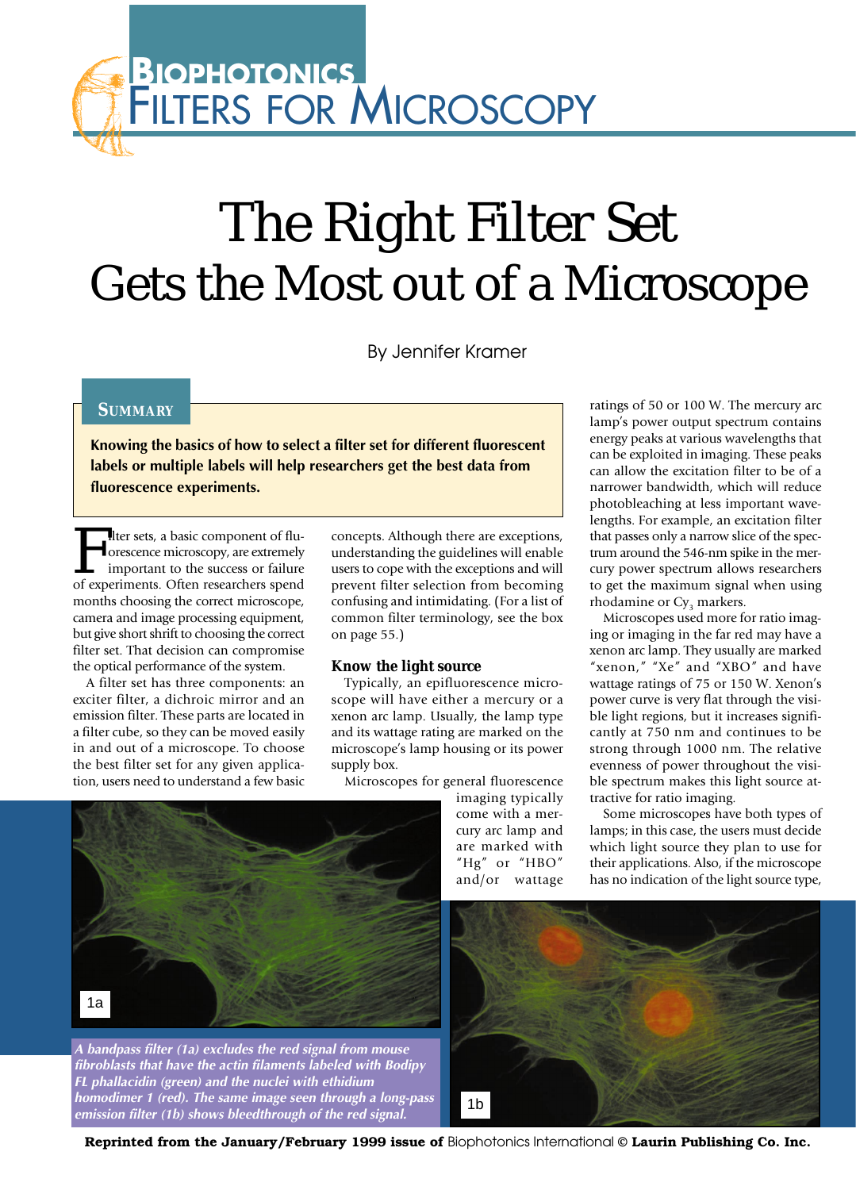# The Right Filter Set Gets the Most out of a Microscope

By Jennifer Kramer

## Summary

**Knowing the basics of how to select a filter set for different fluorescent labels or multiple labels will help researchers get the best data from fluorescence experiments.**

Filter sets, a basic component of fluorescence microscopy, are extremely important to the success or failure of experiments. Often researchers spend months choosing the correct microscope, camera and image processing equipment, but give short shrift to choosing the correct filter set. That decision can compromise the optical performance of the system.

A filter set has three components: an exciter filter, a dichroic mirror and an emission filter. These parts are located in a filter cube, so they can be moved easily in and out of a microscope. To choose the best filter set for any given application, users need to understand a few basic concepts. Although there are exceptions, understanding the guidelines will enable users to cope with the exceptions and will prevent filter selection from becoming confusing and intimidating. (For a list of common filter terminology, see the box on page 55.)

### Know the light source

Typically, an epifluorescence microscope will have either a mercury or a xenon arc lamp. Usually, the lamp type and its wattage rating are marked on the microscope's lamp housing or its power supply box.

Microscopes for general fluorescence imaging typically come with a mercury arc lamp and are marked with "Hg" or "HBO" and/or wattage ratings of 50 or 100 W. The mercury arc lamp's power output spectrum contains energy peaks at various wavelengths that can be exploited in imaging. These peaks can allow the excitation filter to be of a narrower bandwidth, which will reduce photobleaching at less important wavelengths. For example, an excitation filter that passes only a narrow slice of the spectrum around the 546-nm spike in the mercury power spectrum allows researchers to get the maximum signal when using rhodamine or $Cy_3$ markers.

Microscopes used more for ratio imaging or imaging in the far red may have a xenon arc lamp. They usually are marked "xenon," "Xe" and "XBO" and have wattage ratings of 75 or 150 W. Xenon's power curve is very flat through the visible light regions, but it increases significantly at 750 nm and continues to be strong through 1000 nm. The relative evenness of power throughout the visible spectrum makes this light source attractive for ratio imaging.

Some microscopes have both types of lamps; in this case, the users must decide which light source they plan to use for their applications. Also, if the microscope has no indication of the light source type,

*A bandpass filter (1a) excludes the red signal from mouse fibroblasts that have the actin filaments labeled with Bodipy FL phallacidin (green) and the nuclei with ethidium homodimer 1 (red). The same image seen through a long-pass emission filter (1b) shows bleedthrough of the red signal.*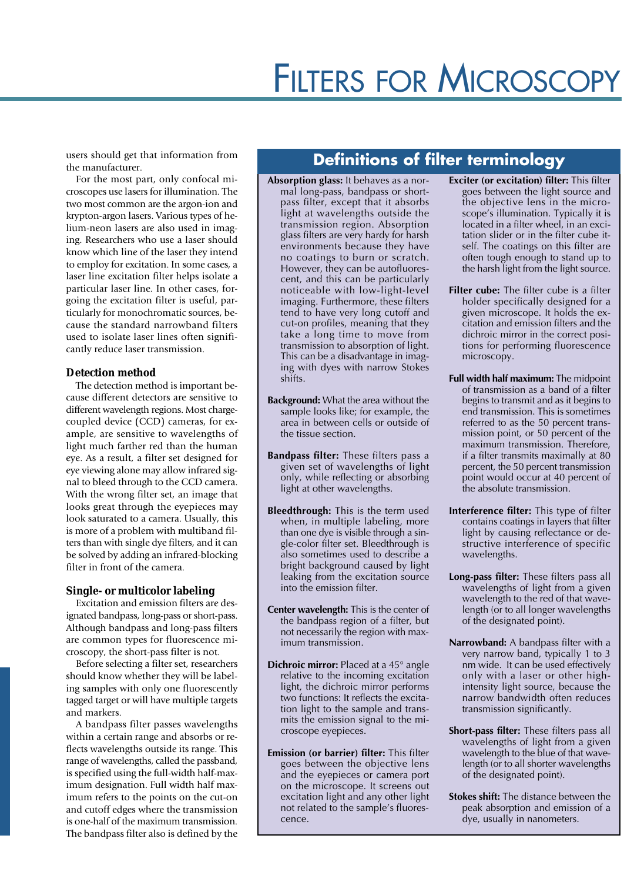users should get that information from the manufacturer.

For the most part, only confocal microscopes use lasers for illumination. The two most common are the argon-ion and krypton-argon lasers. Various types of helium-neon lasers are also used in imaging. Researchers who use a laser should know which line of the laser they intend to employ for excitation. In some cases, a laser line excitation filter helps isolate a particular laser line. In other cases, forgoing the excitation filter is useful, particularly for monochromatic sources, because the standard narrowband filters used to isolate laser lines often significantly reduce laser transmission.

### Detection method

The detection method is important because different detectors are sensitive to different wavelength regions. Most charge-coupled device (CCD) cameras, for example, are sensitive to wavelengths of light much farther red than the human eye. As a result, a filter set designed for eye viewing alone may allow infrared signal to bleed through to the CCD camera. With the wrong filter set, an image that looks great through the eyepieces may look saturated to a camera. Usually, this is more of a problem with multiband filters than with single dye filters, and it can be solved by adding an infrared-blocking filter in front of the camera.

### Single- or multicolor labeling

Excitation and emission filters are designated bandpass, long-pass or short-pass. Although bandpass and long-pass filters are common types for fluorescence microscopy, the short-pass filter is not.

Before selecting a filter set, researchers should know whether they will be labeling samples with only one fluorescently tagged target or will have multiple targets and markers.

A bandpass filter passes wavelengths within a certain range and absorbs or reflects wavelengths outside its range. This range of wavelengths, called the passband, is specified using the full-width half-maximum designation. Full width half maximum refers to the points on the cut-on and cutoff edges where the transmission is one-half of the maximum transmission. The bandpass filter also is defined by the

## Definitions of filter terminology

**Absorption glass:** It behaves as a normal long-pass, bandpass or short-pass filter, except that it absorbs light at wavelengths outside the transmission region. Absorption glass filters are very hardy for harsh environments because they have no coatings to burn or scratch. However, they can be autofluorescent, and this can be particularly noticeable with low-light-level imaging. Furthermore, these filters tend to have very long cutoff and cut-on profiles, meaning that they take a long time to move from transmission to absorption of light. This can be a disadvantage in imaging with dyes with narrow Stokes shifts.

**Background:** What the area without the sample looks like; for example, the area in between cells or outside of the tissue section.

**Bandpass filter:** These filters pass a given set of wavelengths of light only, while reflecting or absorbing light at other wavelengths.

**Bleedthrough:** This is the term used when, in multiple labeling, more than one dye is visible through a single-color filter set. Bleedthrough is also sometimes used to describe a bright background caused by light leaking from the excitation source into the emission filter.

**Center wavelength:** This is the center of the bandpass region of a filter, but not necessarily the region with maximum transmission.

**Dichroic mirror:** Placed at a 45° angle relative to the incoming excitation light, the dichroic mirror performs two functions: It reflects the excitation light to the sample and transmits the emission signal to the microscope eyepieces.

**Emission (or barrier) filter:** This filter goes between the objective lens and the eyepieces or camera port on the microscope. It screens out excitation light and any other light not related to the sample's fluorescence.

**Exciter (or excitation) filter:** This filter goes between the light source and the objective lens in the microscope's illumination. Typically it is located in a filter wheel, in an excitation slider or in the filter cube itself. The coatings on this filter are often tough enough to stand up to the harsh light from the light source.

**Filter cube:** The filter cube is a filter holder specifically designed for a given microscope. It holds the excitation and emission filters and the dichroic mirror in the correct positions for performing fluorescence microscopy.

**Full width half maximum:** The midpoint of transmission as a band of a filter begins to transmit and as it begins to end transmission. This is sometimes referred to as the 50 percent transmission point, or 50 percent of the maximum transmission. Therefore, if a filter transmits maximally at 80 percent, the 50 percent transmission point would occur at 40 percent of the absolute transmission.

**Interference filter:** This type of filter contains coatings in layers that filter light by causing reflectance or destructive interference of specific wavelengths.

**Long-pass filter:** These filters pass all wavelengths of light from a given wavelength to the red of that wavelength (or to all longer wavelengths of the designated point).

**Narrowband:** A bandpass filter with a very narrow band, typically 1 to 3 nm wide. It can be used effectively only with a laser or other high-intensity light source, because the narrow bandwidth often reduces transmission significantly.

**Short-pass filter:** These filters pass all wavelengths of light from a given wavelength to the blue of that wavelength (or to all shorter wavelengths of the designated point).

**Stokes shift:** The distance between the peak absorption and emission of a dye, usually in nanometers.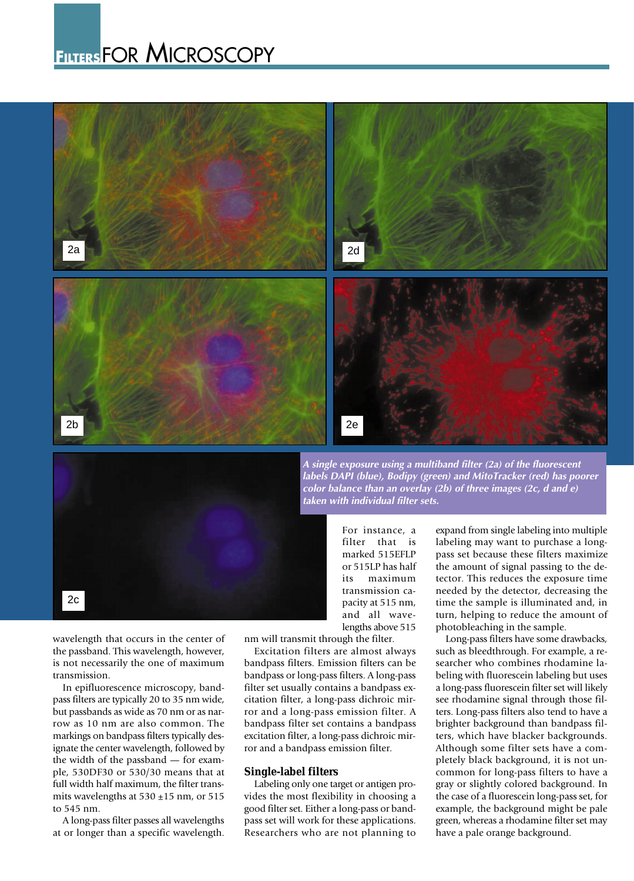*A single exposure using a multiband filter (2a) of the fluorescent labels DAPI (blue), Bodipy (green) and MitoTracker (red) has poorer color balance than an overlay (2b) of three images (2c, d and e) taken with individual filter sets.*

wavelength that occurs in the center of the passband. This wavelength, however, is not necessarily the one of maximum transmission.

In epifluorescence microscopy, bandpass filters are typically 20 to 35 nm wide, but passbands as wide as 70 nm or as narrow as 10 nm are also common. The markings on bandpass filters typically designate the center wavelength, followed by the width of the passband — for example, 530DF30 or 530/30 means that at full width half maximum, the filter transmits wavelengths at 530 ±15 nm, or 515 to 545 nm.

A long-pass filter passes all wavelengths at or longer than a specific wavelength. For instance, a filter that is marked 515EFLP or 515LP has half its maximum transmission capacity at 515 nm, and all wavelengths above 515 nm will transmit through the filter.

Excitation filters are almost always bandpass filters. Emission filters can be bandpass or long-pass filters. A long-pass filter set usually contains a bandpass excitation filter, a long-pass dichroic mirror and a long-pass emission filter. A bandpass filter set contains a bandpass excitation filter, a long-pass dichroic mirror and a bandpass emission filter.

## Single-label filters

Labeling only one target or antigen provides the most flexibility in choosing a good filter set. Either a long-pass or bandpass set will work for these applications. Researchers who are not planning to expand from single labeling into multiple labeling may want to purchase a long-pass set because these filters maximize the amount of signal passing to the detector. This reduces the exposure time needed by the detector, decreasing the time the sample is illuminated and, in turn, helping to reduce the amount of photobleaching in the sample.

Long-pass filters have some drawbacks, such as bleedthrough. For example, a researcher who combines rhodamine labeling with fluorescein labeling but uses a long-pass fluorescein filter set will likely see rhodamine signal through those filters. Long-pass filters also tend to have a brighter background than bandpass filters, which have blacker backgrounds. Although some filter sets have a completely black background, it is not uncommon for long-pass filters to have a gray or slightly colored background. In the case of a fluorescein long-pass set, for example, the background might be pale green, whereas a rhodamine filter set may have a pale orange background.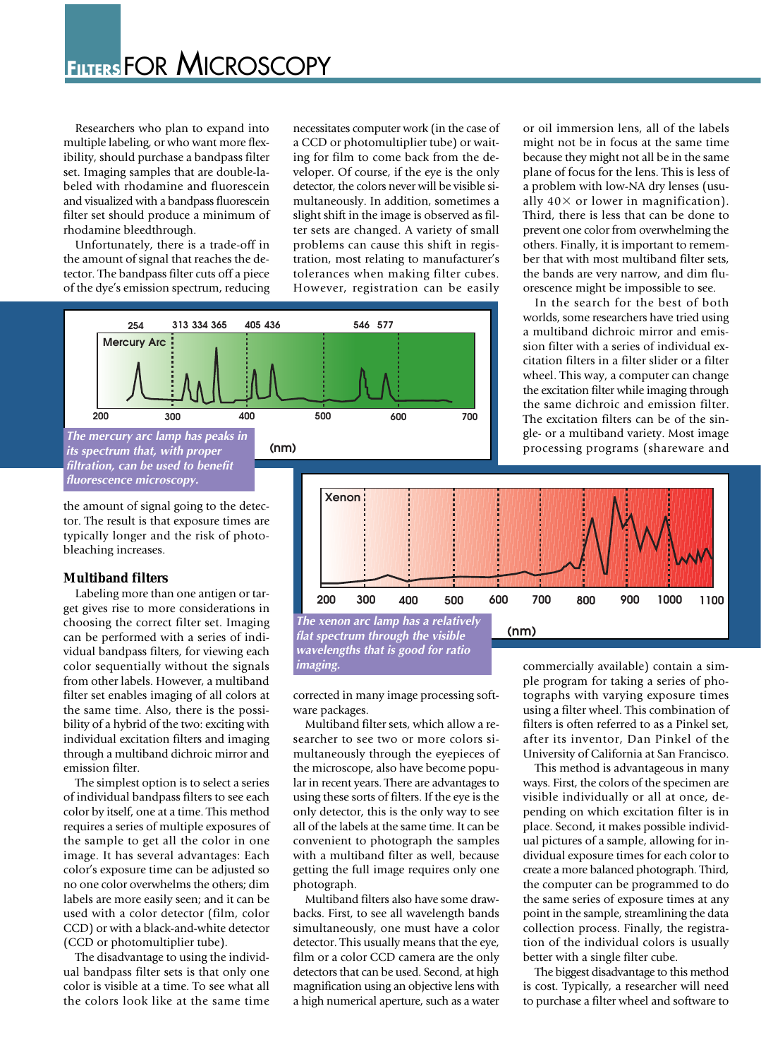Researchers who plan to expand into multiple labeling, or who want more flexibility, should purchase a bandpass filter set. Imaging samples that are double-labeled with rhodamine and fluorescein and visualized with a bandpass fluorescein filter set should produce a minimum of rhodamine bleedthrough.

Unfortunately, there is a trade-off in the amount of signal that reaches the detector. The bandpass filter cuts off a piece of the dye's emission spectrum, reducing the amount of signal going to the detector. The result is that exposure times are typically longer and the risk of photobleaching increases.

*The mercury arc lamp has peaks in its spectrum that, with proper filtration, can be used to benefit fluorescence microscopy.*

## Multiband filters

Labeling more than one antigen or target gives rise to more considerations in choosing the correct filter set. Imaging can be performed with a series of individual bandpass filters, for viewing each color sequentially without the signals from other labels. However, a multiband filter set enables imaging of all colors at the same time. Also, there is the possibility of a hybrid of the two: exciting with individual excitation filters and imaging through a multiband dichroic mirror and emission filter.

The simplest option is to select a series of individual bandpass filters to see each color by itself, one at a time. This method requires a series of multiple exposures of the sample to get all the color in one image. It has several advantages: Each color's exposure time can be adjusted so no one color overwhelms the others; dim labels are more easily seen; and it can be used with a color detector (film, color CCD) or with a black-and-white detector (CCD or photomultiplier tube).

The disadvantage to using the individual bandpass filter sets is that only one color is visible at a time. To see what all the colors look like at the same time necessitates computer work (in the case of a CCD or photomultiplier tube) or waiting for film to come back from the developer. Of course, if the eye is the only detector, the colors never will be visible simultaneously. In addition, sometimes a slight shift in the image is observed as filter sets are changed. A variety of small problems can cause this shift in registration, most relating to manufacturer's tolerances when making filter cubes. However, registration can be easily corrected in many image processing software packages.

*The xenon arc lamp has a relatively flat spectrum through the visible wavelengths that is good for ratio imaging.*

Multiband filter sets, which allow a researcher to see two or more colors simultaneously through the eyepieces of the microscope, also have become popular in recent years. There are advantages to using these sorts of filters. If the eye is the only detector, this is the only way to see all of the labels at the same time. It can be convenient to photograph the samples with a multiband filter as well, because getting the full image requires only one photograph.

Multiband filters also have some drawbacks. First, to see all wavelength bands simultaneously, one must have a color detector. This usually means that the eye, film or a color CCD camera are the only detectors that can be used. Second, at high magnification using an objective lens with a high numerical aperture, such as a water or oil immersion lens, all of the labels might not be in focus at the same time because they might not all be in the same plane of focus for the lens. This is less of a problem with low-NA dry lenses (usually 40× or lower in magnification). Third, there is less that can be done to prevent one color from overwhelming the others. Finally, it is important to remember that with most multiband filter sets, the bands are very narrow, and dim fluorescence might be impossible to see.

In the search for the best of both worlds, some researchers have tried using a multiband dichroic mirror and emission filter with a series of individual excitation filters in a filter slider or a filter wheel. This way, a computer can change the excitation filter while imaging through the same dichroic and emission filter. The excitation filters can be of the single- or a multiband variety. Most image processing programs (shareware and commercially available) contain a simple program for taking a series of photographs with varying exposure times using a filter wheel. This combination of filters is often referred to as a Pinkel set, after its inventor, Dan Pinkel of the University of California at San Francisco.

This method is advantageous in many ways. First, the colors of the specimen are visible individually or all at once, depending on which excitation filter is in place. Second, it makes possible individual pictures of a sample, allowing for individual exposure times for each color to create a more balanced photograph. Third, the computer can be programmed to do the same series of exposure times at any point in the sample, streamlining the data collection process. Finally, the registration of the individual colors is usually better with a single filter cube.

The biggest disadvantage to this method is cost. Typically, a researcher will need to purchase a filter wheel and software to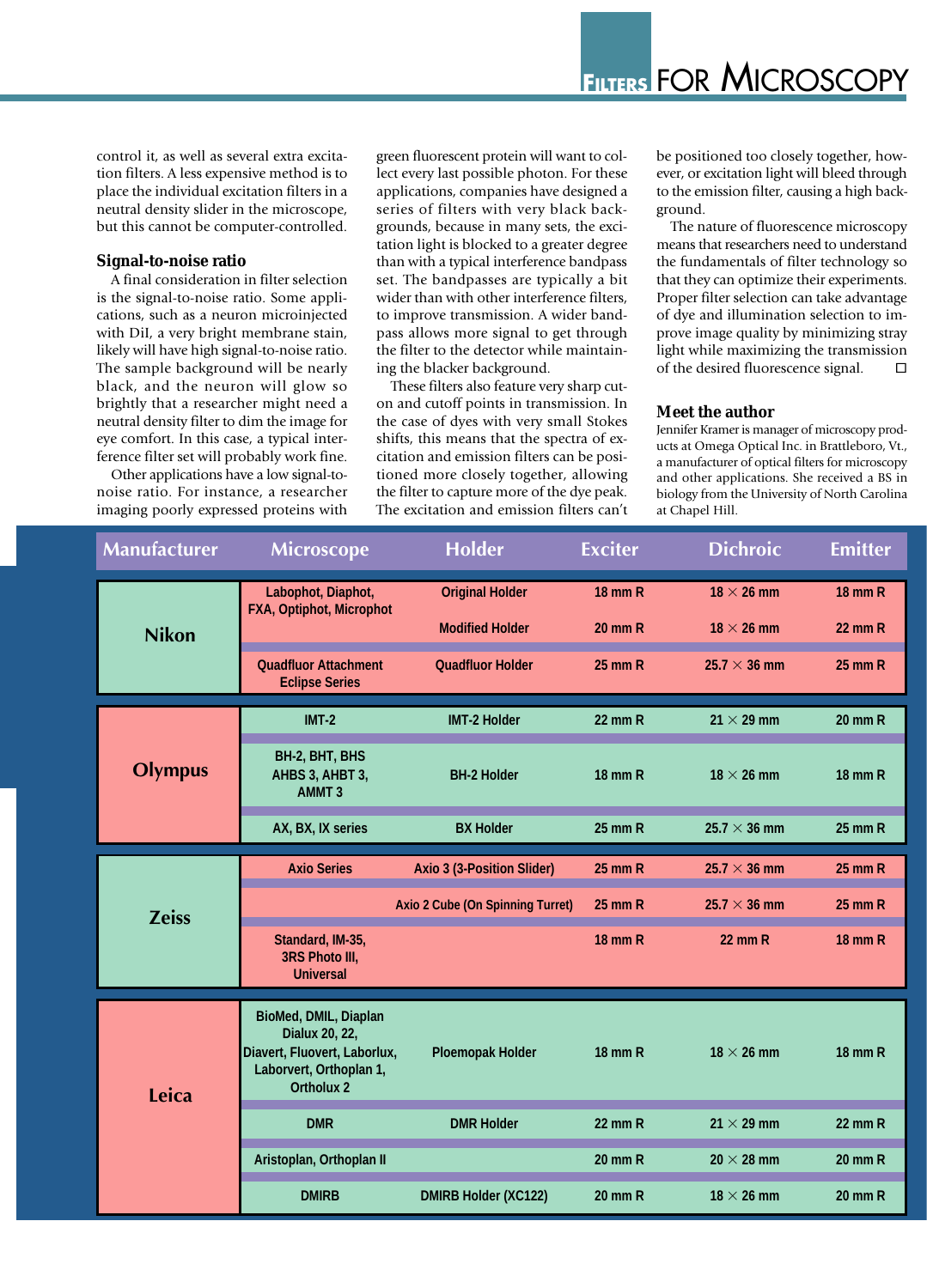control it, as well as several extra excitation filters. A less expensive method is to place the individual excitation filters in a neutral density slider in the microscope, but this cannot be computer-controlled.

### Signal-to-noise ratio

A final consideration in filter selection is the signal-to-noise ratio. Some applications, such as a neuron microinjected with DiI, a very bright membrane stain, likely will have high signal-to-noise ratio. The sample background will be nearly black, and the neuron will glow so brightly that a researcher might need a neutral density filter to dim the image for eye comfort. In this case, a typical interference filter set will probably work fine.

Other applications have a low signal-to-noise ratio. For instance, a researcher imaging poorly expressed proteins with green fluorescent protein will want to collect every last possible photon. For these applications, companies have designed a series of filters with very black backgrounds, because in many sets, the excitation light is blocked to a greater degree than with a typical interference bandpass set. The bandpasses are typically a bit wider than with other interference filters, to improve transmission. A wider bandpass allows more signal to get through the filter to the detector while maintaining the blacker background.

These filters also feature very sharp cut-on and cutoff points in transmission. In the case of dyes with very small Stokes shifts, this means that the spectra of excitation and emission filters can be positioned more closely together, allowing the filter to capture more of the dye peak. The excitation and emission filters can't be positioned too closely together, however, or excitation light will bleed through to the emission filter, causing a high background.

The nature of fluorescence microscopy means that researchers need to understand the fundamentals of filter technology so that they can optimize their experiments. Proper filter selection can take advantage of dye and illumination selection to improve image quality by minimizing stray light while maximizing the transmission of the desired fluorescence signal. □

### Meet the author

Jennifer Kramer is manager of microscopy products at Omega Optical Inc. in Brattleboro, Vt., a manufacturer of optical filters for microscopy and other applications. She received a BS in biology from the University of North Carolina at Chapel Hill.

| Manufacturer | Microscope | Holder | Exciter | Dichroic | Emitter |
|---|---|---|---|---|---|
| Nikon | Labophot, Diaphot, FXA, Optiphot, Microphot | Original Holder | 18 mm R | 18 × 26 mm | 18 mm R |
| | | Modified Holder | 20 mm R | 18 × 26 mm | 22 mm R |
| | Quadfluor Attachment Eclipse Series | Quadfluor Holder | 25 mm R | 25.7 × 36 mm | 25 mm R |
| Olympus | IMT-2 | IMT-2 Holder | 22 mm R | 21 × 29 mm | 20 mm R |
| | BH-2, BHT, BHS AHBS 3, AHBT 3, AMMT 3 | BH-2 Holder | 18 mm R | 18 × 26 mm | 18 mm R |
| | AX, BX, IX series | BX Holder | 25 mm R | 25.7 × 36 mm | 25 mm R |
| Zeiss | Axio Series | Axio 3 (3-Position Slider) | 25 mm R | 25.7 × 36 mm | 25 mm R |
| | | Axio 2 Cube (On Spinning Turret) | 25 mm R | 25.7 × 36 mm | 25 mm R |
| | Standard, IM-35, 3RS Photo III, Universal | | 18 mm R | 22 mm R | 18 mm R |
| Leica | BioMed, DMIL, Diaplan Dialux 20, 22, Diavert, Fluovert, Laborlux, Laborvert, Orthoplan 1, Ortholux 2 | Ploemopak Holder | 18 mm R | 18 × 26 mm | 18 mm R |
| | DMR | DMR Holder | 22 mm R | 21 × 29 mm | 22 mm R |
| | Aristoplan, Orthoplan II | | 20 mm R | 20 × 28 mm | 20 mm R |
| | DMIRB | DMIRB Holder (XC122) | 20 mm R | 18 × 26 mm | 20 mm R |